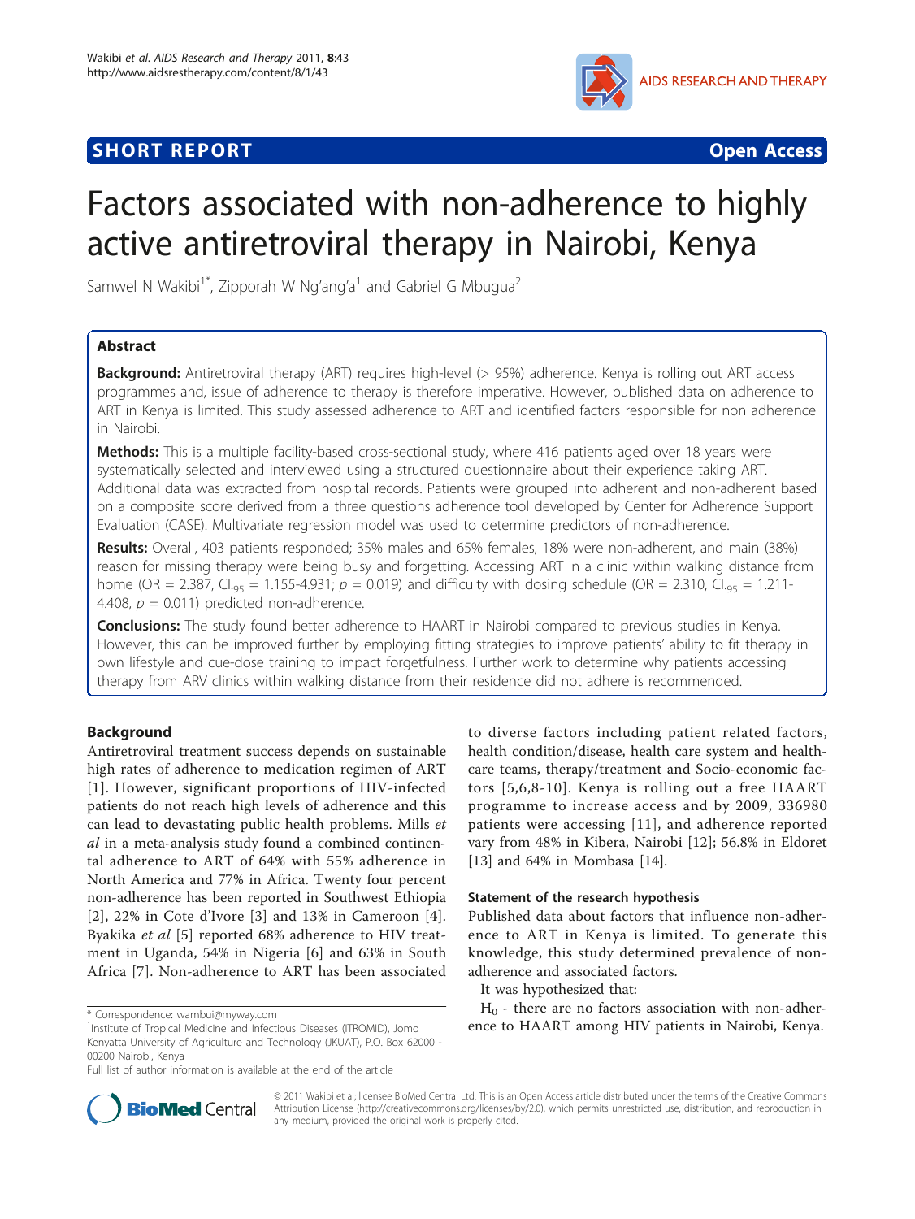SHORT REPORT Open Access

# Factors associated with non-adherence to highly active antiretroviral therapy in Nairobi, Kenya

Samwel N Wakibi[1*], Zipporah W Ng'ang'a[1] and Gabriel G Mbugua[2]

## Abstract

**Background:** Antiretroviral therapy (ART) requires high-level (> 95%) adherence. Kenya is rolling out ART access programmes and, issue of adherence to therapy is therefore imperative. However, published data on adherence to ART in Kenya is limited. This study assessed adherence to ART and identified factors responsible for non adherence in Nairobi.

**Methods:** This is a multiple facility-based cross-sectional study, where 416 patients aged over 18 years were systematically selected and interviewed using a structured questionnaire about their experience taking ART. Additional data was extracted from hospital records. Patients were grouped into adherent and non-adherent based on a composite score derived from a three questions adherence tool developed by Center for Adherence Support Evaluation (CASE). Multivariate regression model was used to determine predictors of non-adherence.

**Results:** Overall, 403 patients responded; 35% males and 65% females, 18% were non-adherent, and main (38%) reason for missing therapy were being busy and forgetting. Accessing ART in a clinic within walking distance from home (OR = 2.387, $CI_{95}$ = 1.155-4.931; $p$ = 0.019) and difficulty with dosing schedule (OR = 2.310, $CI_{95}$ = 1.211-4.408, $p$ = 0.011) predicted non-adherence.

**Conclusions:** The study found better adherence to HAART in Nairobi compared to previous studies in Kenya. However, this can be improved further by employing fitting strategies to improve patients' ability to fit therapy in own lifestyle and cue-dose training to impact forgetfulness. Further work to determine why patients accessing therapy from ARV clinics within walking distance from their residence did not adhere is recommended.

## Background

Antiretroviral treatment success depends on sustainable high rates of adherence to medication regimen of ART [1]. However, significant proportions of HIV-infected patients do not reach high levels of adherence and this can lead to devastating public health problems. Mills *et al* in a meta-analysis study found a combined continental adherence to ART of 64% with 55% adherence in North America and 77% in Africa. Twenty four percent non-adherence has been reported in Southwest Ethiopia [2], 22% in Cote d'Ivore [3] and 13% in Cameroon [4]. Byakika *et al* [5] reported 68% adherence to HIV treatment in Uganda, 54% in Nigeria [6] and 63% in South Africa [7]. Non-adherence to ART has been associated to diverse factors including patient related factors, health condition/disease, health care system and health-care teams, therapy/treatment and Socio-economic factors [5,6,8-10]. Kenya is rolling out a free HAART programme to increase access and by 2009, 336980 patients were accessing [11], and adherence reported vary from 48% in Kibera, Nairobi [12]; 56.8% in Eldoret [13] and 64% in Mombasa [14].

### Statement of the research hypothesis

Published data about factors that influence non-adherence to ART in Kenya is limited. To generate this knowledge, this study determined prevalence of non-adherence and associated factors.

It was hypothesized that:

$H_0$ - there are no factors association with non-adherence to HAART among HIV patients in Nairobi, Kenya.

\* Correspondence: wambui@myway.com

[1]Institute of Tropical Medicine and Infectious Diseases (ITROMID), Jomo Kenyatta University of Agriculture and Technology (JKUAT), P.O. Box 62000 - 00200 Nairobi, Kenya

Full list of author information is available at the end of the article

© 2011 Wakibi et al; licensee BioMed Central Ltd. This is an Open Access article distributed under the terms of the Creative Commons Attribution License (http://creativecommons.org/licenses/by/2.0), which permits unrestricted use, distribution, and reproduction in any medium, provided the original work is properly cited.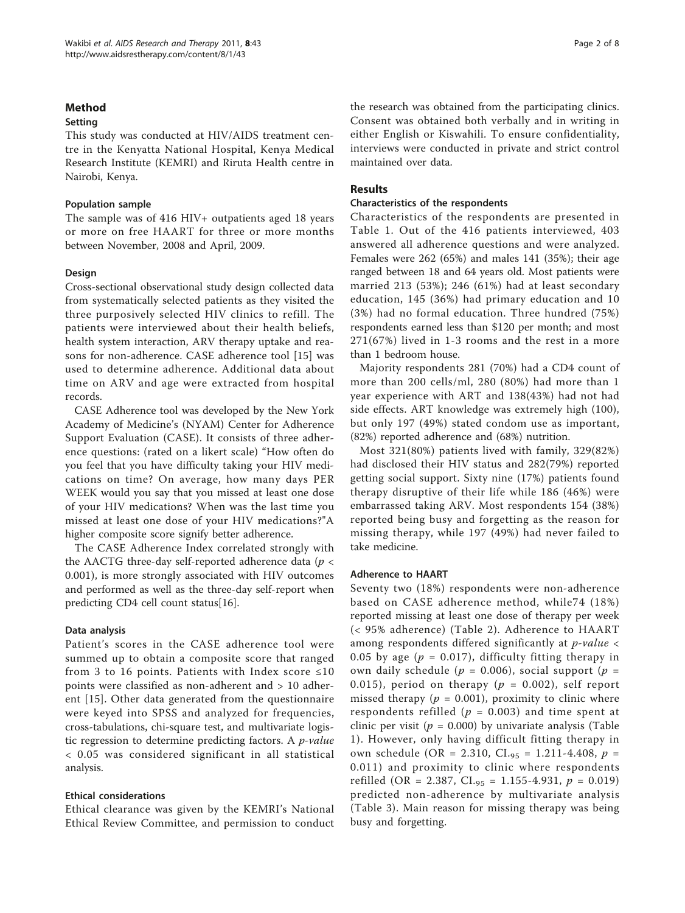## Method

### Setting

This study was conducted at HIV/AIDS treatment centre in the Kenyatta National Hospital, Kenya Medical Research Institute (KEMRI) and Riruta Health centre in Nairobi, Kenya.

### Population sample

The sample was of 416 HIV+ outpatients aged 18 years or more on free HAART for three or more months between November, 2008 and April, 2009.

### Design

Cross-sectional observational study design collected data from systematically selected patients as they visited the three purposively selected HIV clinics to refill. The patients were interviewed about their health beliefs, health system interaction, ARV therapy uptake and reasons for non-adherence. CASE adherence tool [15] was used to determine adherence. Additional data about time on ARV and age were extracted from hospital records.

CASE Adherence tool was developed by the New York Academy of Medicine's (NYAM) Center for Adherence Support Evaluation (CASE). It consists of three adherence questions: (rated on a likert scale) "How often do you feel that you have difficulty taking your HIV medications on time? On average, how many days PER WEEK would you say that you missed at least one dose of your HIV medications? When was the last time you missed at least one dose of your HIV medications?"A higher composite score signify better adherence.

The CASE Adherence Index correlated strongly with the AACTG three-day self-reported adherence data ($p < 0.001$), is more strongly associated with HIV outcomes and performed as well as the three-day self-report when predicting CD4 cell count status[16].

### Data analysis

Patient's scores in the CASE adherence tool were summed up to obtain a composite score that ranged from 3 to 16 points. Patients with Index score ≤10 points were classified as non-adherent and > 10 adherent [15]. Other data generated from the questionnaire were keyed into SPSS and analyzed for frequencies, cross-tabulations, chi-square test, and multivariate logistic regression to determine predicting factors. A *p-value* < 0.05 was considered significant in all statistical analysis.

### Ethical considerations

Ethical clearance was given by the KEMRI's National Ethical Review Committee, and permission to conduct the research was obtained from the participating clinics. Consent was obtained both verbally and in writing in either English or Kiswahili. To ensure confidentiality, interviews were conducted in private and strict control maintained over data.

## Results

### Characteristics of the respondents

Characteristics of the respondents are presented in Table 1. Out of the 416 patients interviewed, 403 answered all adherence questions and were analyzed. Females were 262 (65%) and males 141 (35%); their age ranged between 18 and 64 years old. Most patients were married 213 (53%); 246 (61%) had at least secondary education, 145 (36%) had primary education and 10 (3%) had no formal education. Three hundred (75%) respondents earned less than $120 per month; and most 271(67%) lived in 1-3 rooms and the rest in a more than 1 bedroom house.

Majority respondents 281 (70%) had a CD4 count of more than 200 cells/ml, 280 (80%) had more than 1 year experience with ART and 138(43%) had not had side effects. ART knowledge was extremely high (100), but only 197 (49%) stated condom use as important, (82%) reported adherence and (68%) nutrition.

Most 321(80%) patients lived with family, 329(82%) had disclosed their HIV status and 282(79%) reported getting social support. Sixty nine (17%) patients found therapy disruptive of their life while 186 (46%) were embarrassed taking ARV. Most respondents 154 (38%) reported being busy and forgetting as the reason for missing therapy, while 197 (49%) had never failed to take medicine.

### Adherence to HAART

Seventy two (18%) respondents were non-adherence based on CASE adherence method, while74 (18%) reported missing at least one dose of therapy per week (< 95% adherence) (Table 2). Adherence to HAART among respondents differed significantly at *p-value* < 0.05 by age ($p = 0.017$), difficulty fitting therapy in own daily schedule ($p = 0.006$), social support ($p = 0.015$), period on therapy ($p = 0.002$), self report missed therapy ($p = 0.001$), proximity to clinic where respondents refilled ($p = 0.003$) and time spent at clinic per visit ($p = 0.000$) by univariate analysis (Table 1). However, only having difficult fitting therapy in own schedule (OR = 2.310, $CI_{95}$ = 1.211-4.408, $p = 0.011$) and proximity to clinic where respondents refilled (OR = 2.387, $CI_{95}$ = 1.155-4.931, $p = 0.019$) predicted non-adherence by multivariate analysis (Table 3). Main reason for missing therapy was being busy and forgetting.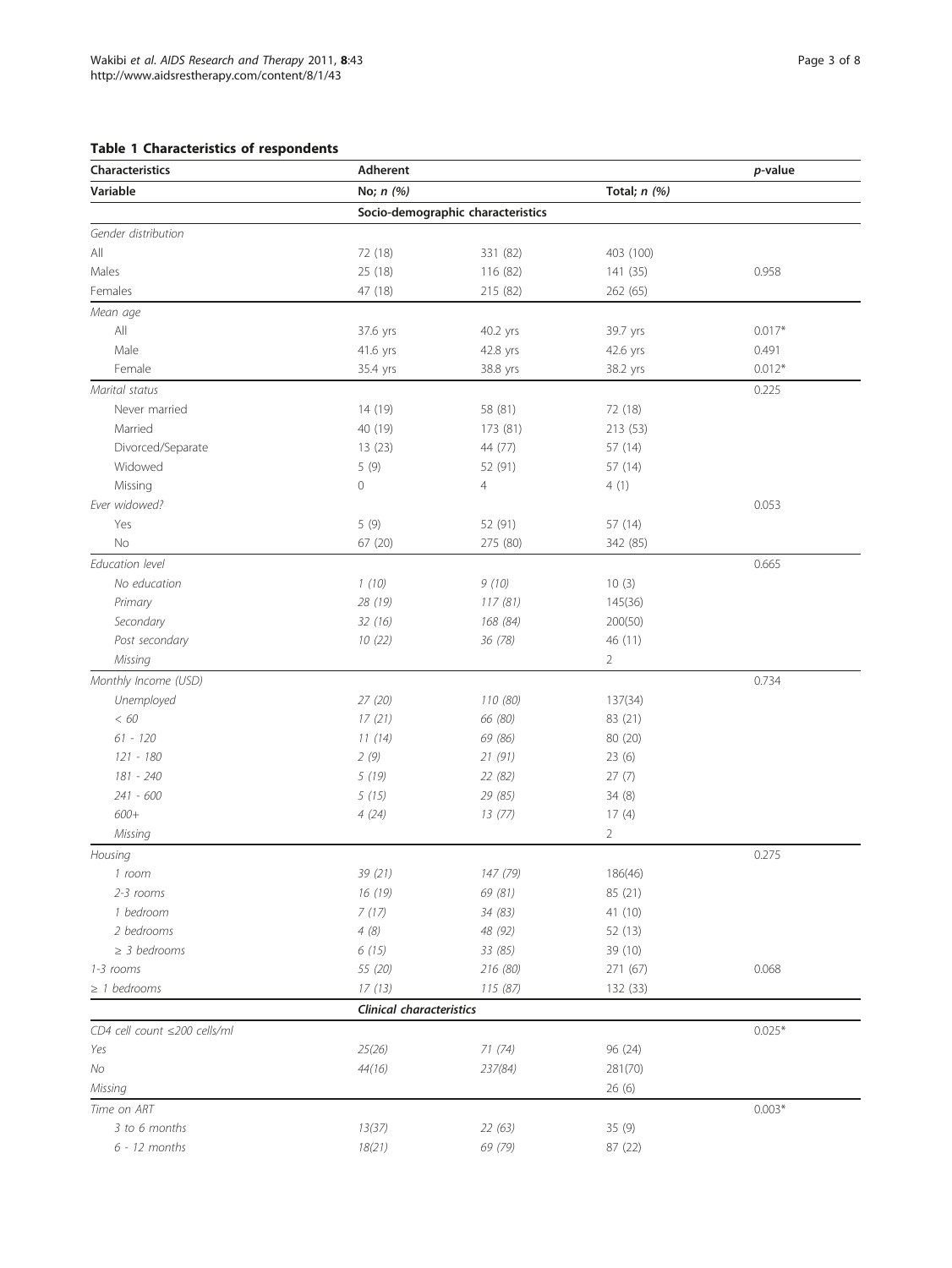**Table 1 Characteristics of respondents**

| Characteristics | Adherent | | | p-value |
|---|---|---|---|---|
| Variable | No; n (%) | | Total; n (%) | |
| | Socio-demographic characteristics | | | |
| *Gender distribution* | | | | |
| All | 72 (18) | 331 (82) | 403 (100) | |
| Males | 25 (18) | 116 (82) | 141 (35) | 0.958 |
| Females | 47 (18) | 215 (82) | 262 (65) | |
| *Mean age* | | | | |
| All | 37.6 yrs | 40.2 yrs | 39.7 yrs | 0.017* |
| Male | 41.6 yrs | 42.8 yrs | 42.6 yrs | 0.491 |
| Female | 35.4 yrs | 38.8 yrs | 38.2 yrs | 0.012* |
| *Marital status* | | | | 0.225 |
| Never married | 14 (19) | 58 (81) | 72 (18) | |
| Married | 40 (19) | 173 (81) | 213 (53) | |
| Divorced/Separate | 13 (23) | 44 (77) | 57 (14) | |
| Widowed | 5 (9) | 52 (91) | 57 (14) | |
| Missing | 0 | 4 | 4 (1) | |
| *Ever widowed?* | | | | 0.053 |
| Yes | 5 (9) | 52 (91) | 57 (14) | |
| No | 67 (20) | 275 (80) | 342 (85) | |
| *Education level* | | | | 0.665 |
| *No education* | *1 (10)* | *9 (10)* | 10 (3) | |
| *Primary* | *28 (19)* | *117 (81)* | 145(36) | |
| *Secondary* | *32 (16)* | *168 (84)* | 200(50) | |
| *Post secondary* | *10 (22)* | *36 (78)* | 46 (11) | |
| *Missing* | | | 2 | |
| *Monthly Income (USD)* | | | | 0.734 |
| *Unemployed* | *27 (20)* | *110 (80)* | 137(34) | |
| *< 60* | *17 (21)* | *66 (80)* | 83 (21) | |
| *61 - 120* | *11 (14)* | *69 (86)* | 80 (20) | |
| *121 - 180* | *2 (9)* | *21 (91)* | 23 (6) | |
| *181 - 240* | *5 (19)* | *22 (82)* | 27 (7) | |
| *241 - 600* | *5 (15)* | *29 (85)* | 34 (8) | |
| *600+* | *4 (24)* | *13 (77)* | 17 (4) | |
| *Missing* | | | 2 | |
| *Housing* | | | | 0.275 |
| *1 room* | *39 (21)* | *147 (79)* | 186(46) | |
| *2-3 rooms* | *16 (19)* | *69 (81)* | 85 (21) | |
| *1 bedroom* | *7 (17)* | *34 (83)* | 41 (10) | |
| *2 bedrooms* | *4 (8)* | *48 (92)* | 52 (13) | |
| *≥ 3 bedrooms* | *6 (15)* | *33 (85)* | 39 (10) | |
| *1-3 rooms* | *55 (20)* | *216 (80)* | 271 (67) | 0.068 |
| *≥ 1 bedrooms* | *17 (13)* | *115 (87)* | 132 (33) | |
| | ***Clinical characteristics*** | | | |
| *CD4 cell count ≤200 cells/ml* | | | | 0.025* |
| *Yes* | *25(26)* | *71 (74)* | 96 (24) | |
| *No* | *44(16)* | *237(84)* | 281(70) | |
| *Missing* | | | 26 (6) | |
| *Time on ART* | | | | 0.003* |
| *3 to 6 months* | *13(37)* | *22 (63)* | 35 (9) | |
| *6 - 12 months* | *18(21)* | *69 (79)* | 87 (22) | |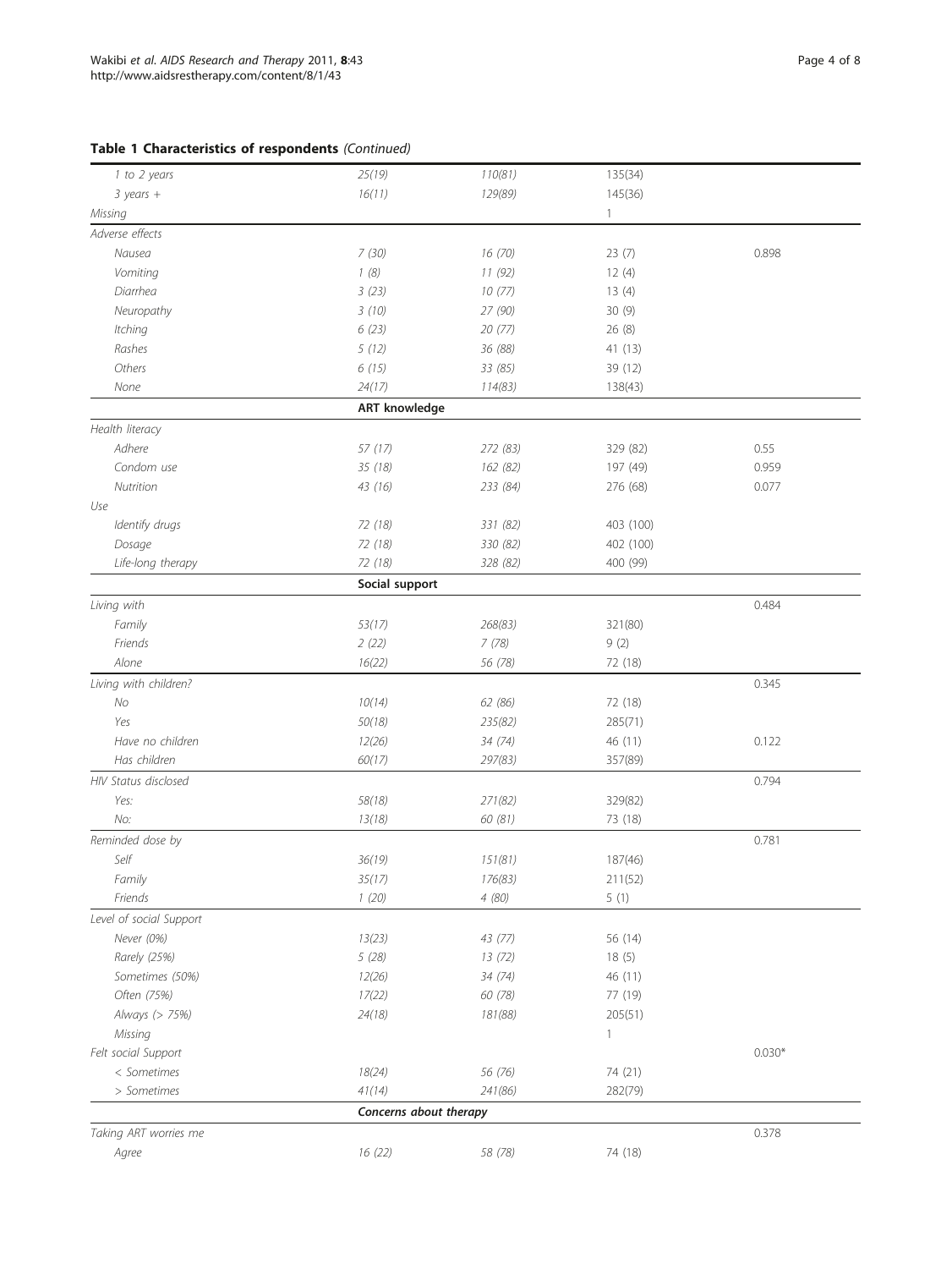**Table 1 Characteristics of respondents** *(Continued)*

| | | | | |
|---|---|---|---|---|
| *1 to 2 years* | *25(19)* | *110(81)* | 135(34) | |
| *3 years +* | *16(11)* | *129(89)* | 145(36) | |
| *Missing* | | | 1 | |
| *Adverse effects* | | | | |
| *Nausea* | *7 (30)* | *16 (70)* | 23 (7) | 0.898 |
| *Vomiting* | *1 (8)* | *11 (92)* | 12 (4) | |
| *Diarrhea* | *3 (23)* | *10 (77)* | 13 (4) | |
| *Neuropathy* | *3 (10)* | *27 (90)* | 30 (9) | |
| *Itching* | *6 (23)* | *20 (77)* | 26 (8) | |
| *Rashes* | *5 (12)* | *36 (88)* | 41 (13) | |
| *Others* | *6 (15)* | *33 (85)* | 39 (12) | |
| *None* | *24(17)* | *114(83)* | 138(43) | |
| | **ART knowledge** | | | |
| *Health literacy* | | | | |
| *Adhere* | *57 (17)* | *272 (83)* | 329 (82) | 0.55 |
| *Condom use* | *35 (18)* | *162 (82)* | 197 (49) | 0.959 |
| *Nutrition* | *43 (16)* | *233 (84)* | 276 (68) | 0.077 |
| *Use* | | | | |
| *Identify drugs* | *72 (18)* | *331 (82)* | 403 (100) | |
| *Dosage* | *72 (18)* | *330 (82)* | 402 (100) | |
| *Life-long therapy* | *72 (18)* | *328 (82)* | 400 (99) | |
| | **Social support** | | | |
| *Living with* | | | | 0.484 |
| *Family* | *53(17)* | *268(83)* | 321(80) | |
| *Friends* | *2 (22)* | *7 (78)* | 9 (2) | |
| *Alone* | *16(22)* | *56 (78)* | 72 (18) | |
| *Living with children?* | | | | 0.345 |
| *No* | *10(14)* | *62 (86)* | 72 (18) | |
| *Yes* | *50(18)* | *235(82)* | 285(71) | |
| *Have no children* | *12(26)* | *34 (74)* | 46 (11) | 0.122 |
| *Has children* | *60(17)* | *297(83)* | 357(89) | |
| *HIV Status disclosed* | | | | 0.794 |
| *Yes:* | *58(18)* | *271(82)* | 329(82) | |
| *No:* | *13(18)* | *60 (81)* | 73 (18) | |
| *Reminded dose by* | | | | 0.781 |
| *Self* | *36(19)* | *151(81)* | 187(46) | |
| *Family* | *35(17)* | *176(83)* | 211(52) | |
| *Friends* | *1 (20)* | *4 (80)* | 5 (1) | |
| *Level of social Support* | | | | |
| *Never (0%)* | *13(23)* | *43 (77)* | 56 (14) | |
| *Rarely (25%)* | *5 (28)* | *13 (72)* | 18 (5) | |
| *Sometimes (50%)* | *12(26)* | *34 (74)* | 46 (11) | |
| *Often (75%)* | *17(22)* | *60 (78)* | 77 (19) | |
| *Always (> 75%)* | *24(18)* | *181(88)* | 205(51) | |
| *Missing* | | | 1 | |
| *Felt social Support* | | | | 0.030* |
| *< Sometimes* | *18(24)* | *56 (76)* | 74 (21) | |
| *> Sometimes* | *41(14)* | *241(86)* | 282(79) | |
| | ***Concerns about therapy*** | | | |
| *Taking ART worries me* | | | | 0.378 |
| *Agree* | *16 (22)* | *58 (78)* | 74 (18) | |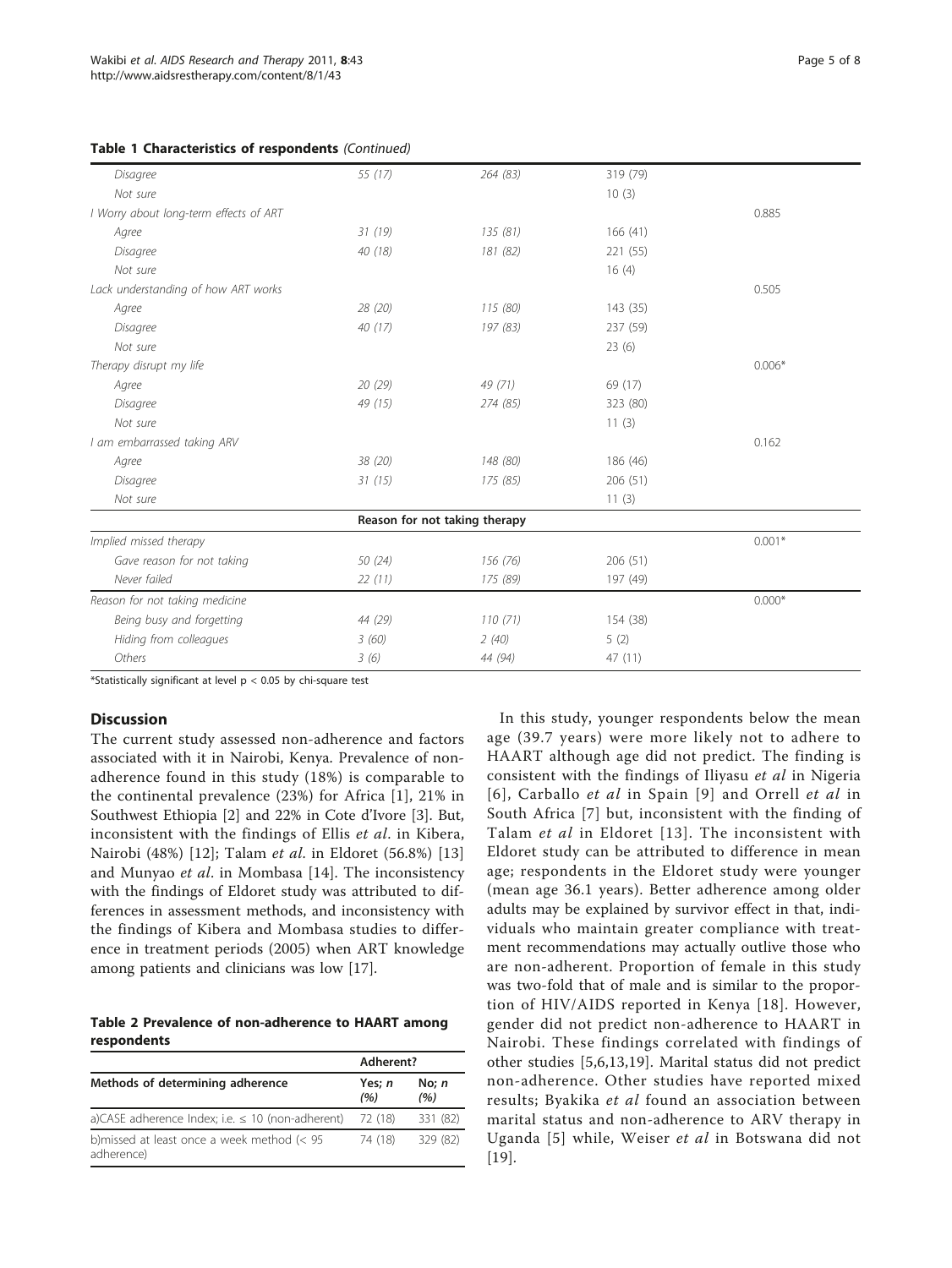**Table 1 Characteristics of respondents** *(Continued)*

| | | | | |
|---|---|---|---|---|
| *Disagree* | 55 (17) | 264 (83) | 319 (79) | |
| *Not sure* | | | 10 (3) | |
| *I Worry about long-term effects of ART* | | | | 0.885 |
| *Agree* | 31 (19) | 135 (81) | 166 (41) | |
| *Disagree* | 40 (18) | 181 (82) | 221 (55) | |
| *Not sure* | | | 16 (4) | |
| *Lack understanding of how ART works* | | | | 0.505 |
| *Agree* | 28 (20) | 115 (80) | 143 (35) | |
| *Disagree* | 40 (17) | 197 (83) | 237 (59) | |
| *Not sure* | | | 23 (6) | |
| *Therapy disrupt my life* | | | | 0.006* |
| *Agree* | 20 (29) | 49 (71) | 69 (17) | |
| *Disagree* | 49 (15) | 274 (85) | 323 (80) | |
| *Not sure* | | | 11 (3) | |
| *I am embarrassed taking ARV* | | | | 0.162 |
| *Agree* | 38 (20) | 148 (80) | 186 (46) | |
| *Disagree* | 31 (15) | 175 (85) | 206 (51) | |
| *Not sure* | | | 11 (3) | |
| | **Reason for not taking therapy** | | | |
| *Implied missed therapy* | | | | 0.001* |
| *Gave reason for not taking* | 50 (24) | 156 (76) | 206 (51) | |
| *Never failed* | 22 (11) | 175 (89) | 197 (49) | |
| *Reason for not taking medicine* | | | | 0.000* |
| *Being busy and forgetting* | 44 (29) | 110 (71) | 154 (38) | |
| *Hiding from colleagues* | 3 (60) | 2 (40) | 5 (2) | |
| *Others* | 3 (6) | 44 (94) | 47 (11) | |

*Statistically significant at level $p < 0.05$ by chi-square test

## Discussion

The current study assessed non-adherence and factors associated with it in Nairobi, Kenya. Prevalence of non-adherence found in this study (18%) is comparable to the continental prevalence (23%) for Africa [1], 21% in Southwest Ethiopia [2] and 22% in Cote d'Ivore [3]. But, inconsistent with the findings of Ellis *et al*. in Kibera, Nairobi (48%) [12]; Talam *et al*. in Eldoret (56.8%) [13] and Munyao *et al*. in Mombasa [14]. The inconsistency with the findings of Eldoret study was attributed to differences in assessment methods, and inconsistency with the findings of Kibera and Mombasa studies to difference in treatment periods (2005) when ART knowledge among patients and clinicians was low [17].

**Table 2 Prevalence of non-adherence to HAART among respondents**

| | Adherent? | |
|---|---|---|
| Methods of determining adherence | Yes; *n* (%) | No; *n* (%) |
| a)CASE adherence Index; i.e. ≤ 10 (non-adherent) | 72 (18) | 331 (82) |
| b)missed at least once a week method (< 95 adherence) | 74 (18) | 329 (82) |

In this study, younger respondents below the mean age (39.7 years) were more likely not to adhere to HAART although age did not predict. The finding is consistent with the findings of Iliyasu *et al* in Nigeria [6], Carballo *et al* in Spain [9] and Orrell *et al* in South Africa [7] but, inconsistent with the finding of Talam *et al* in Eldoret [13]. The inconsistent with Eldoret study can be attributed to difference in mean age; respondents in the Eldoret study were younger (mean age 36.1 years). Better adherence among older adults may be explained by survivor effect in that, individuals who maintain greater compliance with treatment recommendations may actually outlive those who are non-adherent. Proportion of female in this study was two-fold that of male and is similar to the proportion of HIV/AIDS reported in Kenya [18]. However, gender did not predict non-adherence to HAART in Nairobi. These findings correlated with findings of other studies [5,6,13,19]. Marital status did not predict non-adherence. Other studies have reported mixed results; Byakika *et al* found an association between marital status and non-adherence to ARV therapy in Uganda [5] while, Weiser *et al* in Botswana did not [19].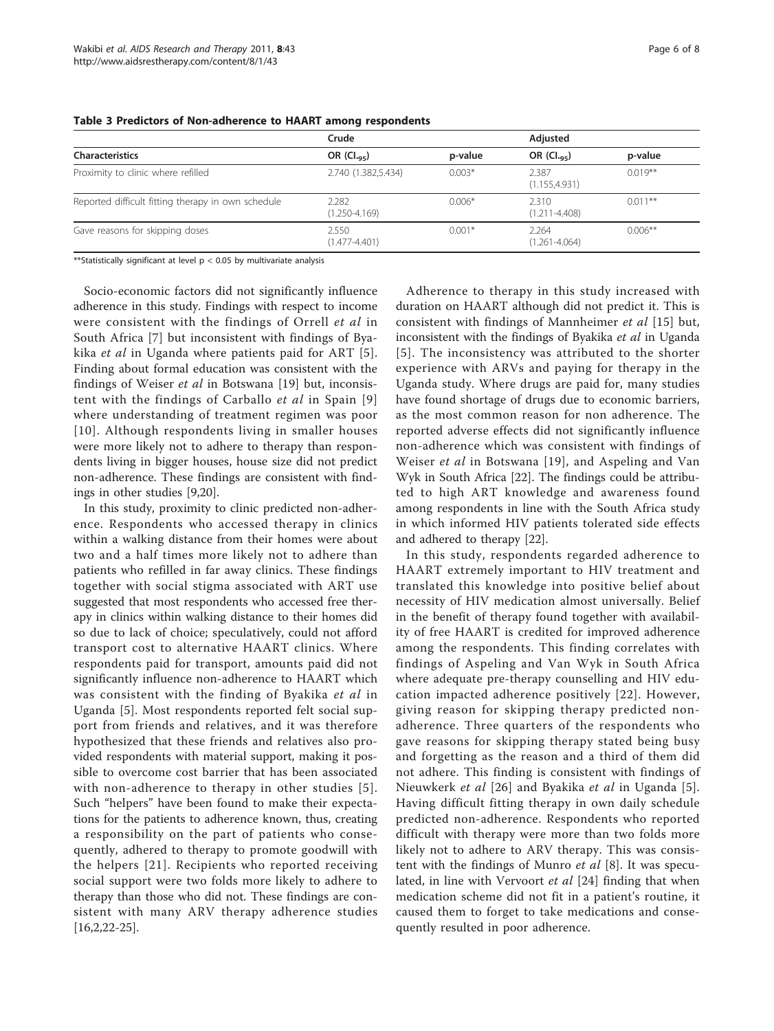**Table 3 Predictors of Non-adherence to HAART among respondents**

| | Crude | | Adjusted | |
|---|---|---|---|---|
| Characteristics | OR ($CI_{95}$) | p-value | OR ($CI_{95}$) | p-value |
| Proximity to clinic where refilled | 2.740 (1.382,5.434) | 0.003* | 2.387 (1.155,4.931) | 0.019** |
| Reported difficult fitting therapy in own schedule | 2.282 (1.250-4.169) | 0.006* | 2.310 (1.211-4.408) | 0.011** |
| Gave reasons for skipping doses | 2.550 (1.477-4.401) | 0.001* | 2.264 (1.261-4.064) | 0.006** |

**Statistically significant at level $p < 0.05$ by multivariate analysis

Socio-economic factors did not significantly influence adherence in this study. Findings with respect to income were consistent with the findings of Orrell *et al* in South Africa [7] but inconsistent with findings of Byakika *et al* in Uganda where patients paid for ART [5]. Finding about formal education was consistent with the findings of Weiser *et al* in Botswana [19] but, inconsistent with the findings of Carballo *et al* in Spain [9] where understanding of treatment regimen was poor [10]. Although respondents living in smaller houses were more likely not to adhere to therapy than respondents living in bigger houses, house size did not predict non-adherence. These findings are consistent with findings in other studies [9,20].

In this study, proximity to clinic predicted non-adherence. Respondents who accessed therapy in clinics within a walking distance from their homes were about two and a half times more likely not to adhere than patients who refilled in far away clinics. These findings together with social stigma associated with ART use suggested that most respondents who accessed free therapy in clinics within walking distance to their homes did so due to lack of choice; speculatively, could not afford transport cost to alternative HAART clinics. Where respondents paid for transport, amounts paid did not significantly influence non-adherence to HAART which was consistent with the finding of Byakika *et al* in Uganda [5]. Most respondents reported felt social support from friends and relatives, and it was therefore hypothesized that these friends and relatives also provided respondents with material support, making it possible to overcome cost barrier that has been associated with non-adherence to therapy in other studies [5]. Such "helpers" have been found to make their expectations for the patients to adherence known, thus, creating a responsibility on the part of patients who consequently, adhered to therapy to promote goodwill with the helpers [21]. Recipients who reported receiving social support were two folds more likely to adhere to therapy than those who did not. These findings are consistent with many ARV therapy adherence studies [16,2,22-25].

Adherence to therapy in this study increased with duration on HAART although did not predict it. This is consistent with findings of Mannheimer *et al* [15] but, inconsistent with the findings of Byakika *et al* in Uganda [5]. The inconsistency was attributed to the shorter experience with ARVs and paying for therapy in the Uganda study. Where drugs are paid for, many studies have found shortage of drugs due to economic barriers, as the most common reason for non adherence. The reported adverse effects did not significantly influence non-adherence which was consistent with findings of Weiser *et al* in Botswana [19], and Aspeling and Van Wyk in South Africa [22]. The findings could be attributed to high ART knowledge and awareness found among respondents in line with the South Africa study in which informed HIV patients tolerated side effects and adhered to therapy [22].

In this study, respondents regarded adherence to HAART extremely important to HIV treatment and translated this knowledge into positive belief about necessity of HIV medication almost universally. Belief in the benefit of therapy found together with availability of free HAART is credited for improved adherence among the respondents. This finding correlates with findings of Aspeling and Van Wyk in South Africa where adequate pre-therapy counselling and HIV education impacted adherence positively [22]. However, giving reason for skipping therapy predicted non-adherence. Three quarters of the respondents who gave reasons for skipping therapy stated being busy and forgetting as the reason and a third of them did not adhere. This finding is consistent with findings of Nieuwkerk *et al* [26] and Byakika *et al* in Uganda [5]. Having difficult fitting therapy in own daily schedule predicted non-adherence. Respondents who reported difficult with therapy were more than two folds more likely not to adhere to ARV therapy. This was consistent with the findings of Munro *et al* [8]. It was speculated, in line with Vervoort *et al* [24] finding that when medication scheme did not fit in a patient's routine, it caused them to forget to take medications and consequently resulted in poor adherence.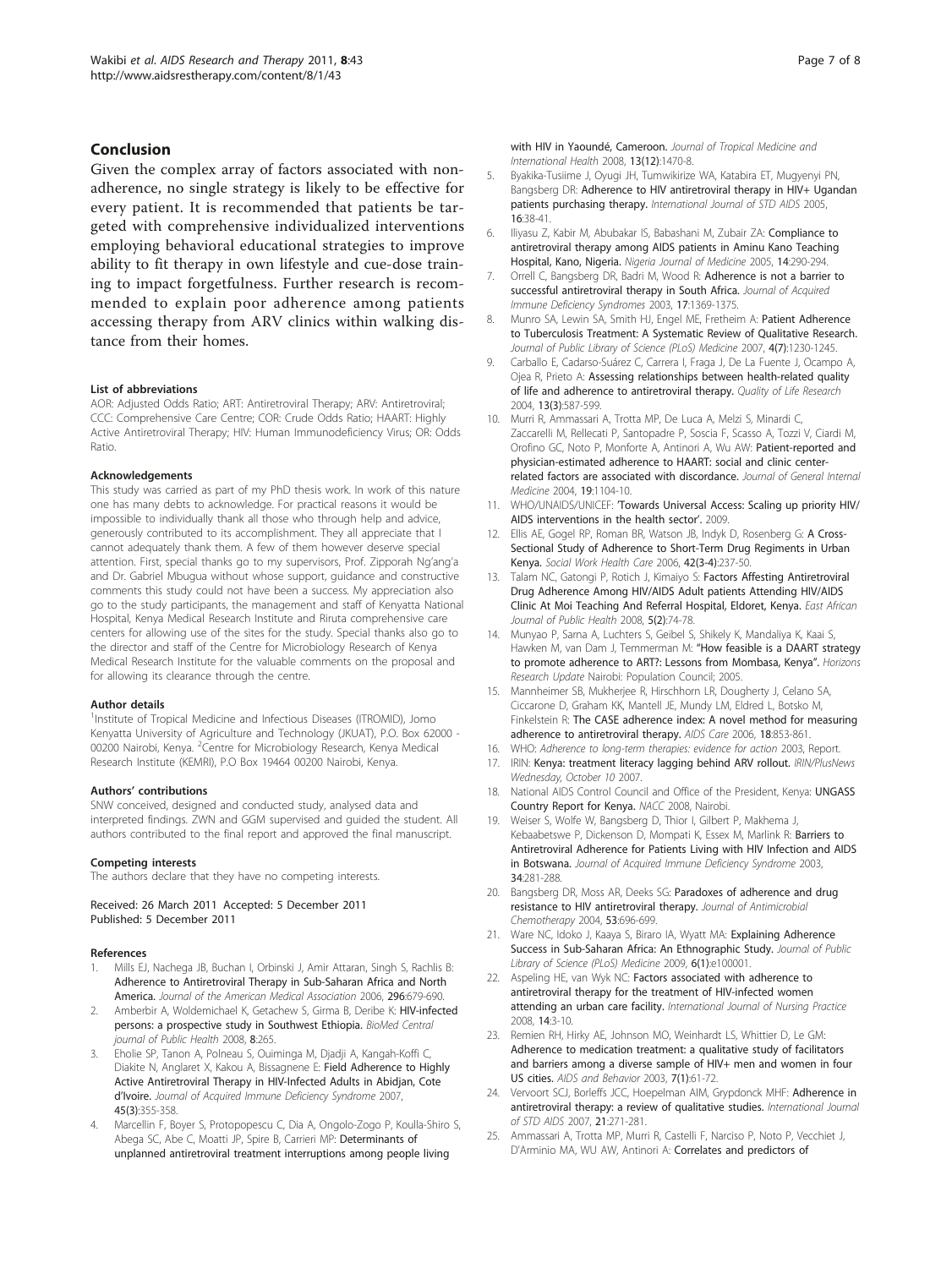## Conclusion

Given the complex array of factors associated with non-adherence, no single strategy is likely to be effective for every patient. It is recommended that patients be targeted with comprehensive individualized interventions employing behavioral educational strategies to improve ability to fit therapy in own lifestyle and cue-dose training to impact forgetfulness. Further research is recommended to explain poor adherence among patients accessing therapy from ARV clinics within walking distance from their homes.

#### List of abbreviations

AOR: Adjusted Odds Ratio; ART: Antiretroviral Therapy; ARV: Antiretroviral; CCC: Comprehensive Care Centre; COR: Crude Odds Ratio; HAART: Highly Active Antiretroviral Therapy; HIV: Human Immunodeficiency Virus; OR: Odds Ratio.

#### Acknowledgements

This study was carried as part of my PhD thesis work. In work of this nature one has many debts to acknowledge. For practical reasons it would be impossible to individually thank all those who through help and advice, generously contributed to its accomplishment. They all appreciate that I cannot adequately thank them. A few of them however deserve special attention. First, special thanks go to my supervisors, Prof. Zipporah Ng'ang'a and Dr. Gabriel Mbugua without whose support, guidance and constructive comments this study could not have been a success. My appreciation also go to the study participants, the management and staff of Kenyatta National Hospital, Kenya Medical Research Institute and Riruta comprehensive care centers for allowing use of the sites for the study. Special thanks also go to the director and staff of the Centre for Microbiology Research of Kenya Medical Research Institute for the valuable comments on the proposal and for allowing its clearance through the centre.

#### Author details

[1]Institute of Tropical Medicine and Infectious Diseases (ITROMID), Jomo Kenyatta University of Agriculture and Technology (JKUAT), P.O. Box 62000 - 00200 Nairobi, Kenya. [2]Centre for Microbiology Research, Kenya Medical Research Institute (KEMRI), P.O Box 19464 00200 Nairobi, Kenya.

#### Authors' contributions

SNW conceived, designed and conducted study, analysed data and interpreted findings. ZWN and GGM supervised and guided the student. All authors contributed to the final report and approved the final manuscript.

#### Competing interests

The authors declare that they have no competing interests.

Received: 26 March 2011 Accepted: 5 December 2011
Published: 5 December 2011

#### References

1. Mills EJ, Nachega JB, Buchan I, Orbinski J, Amir Attaran, Singh S, Rachlis B: **Adherence to Antiretroviral Therapy in Sub-Saharan Africa and North America.** *Journal of the American Medical Association* 2006, **296**:679-690.
2. Amberbir A, Woldemichael K, Getachew S, Girma B, Deribe K: **HIV-infected persons: a prospective study in Southwest Ethiopia.** *BioMed Central journal of Public Health* 2008, **8**:265.
3. Eholie SP, Tanon A, Polneau S, Ouiminga M, Djadji A, Kangah-Koffi C, Diakite N, Anglaret X, Kakou A, Bissagnene E: **Field Adherence to Highly Active Antiretroviral Therapy in HIV-Infected Adults in Abidjan, Cote d'Ivoire.** *Journal of Acquired Immune Deficiency Syndrome* 2007, **45(3)**:355-358.
4. Marcellin F, Boyer S, Protopopescu C, Dia A, Ongolo-Zogo P, Koulla-Shiro S, Abega SC, Abe C, Moatti JP, Spire B, Carrieri MP: **Determinants of unplanned antiretroviral treatment interruptions among people living with HIV in Yaoundé, Cameroon.** *Journal of Tropical Medicine and International Health* 2008, **13(12)**:1470-8.
5. Byakika-Tusiime J, Oyugi JH, Tumwikirize WA, Katabira ET, Mugyenyi PN, Bangsberg DR: **Adherence to HIV antiretroviral therapy in HIV+ Ugandan patients purchasing therapy.** *International Journal of STD AIDS* 2005, **16**:38-41.
6. Iliyasu Z, Kabir M, Abubakar IS, Babashani M, Zubair ZA: **Compliance to antiretroviral therapy among AIDS patients in Aminu Kano Teaching Hospital, Kano, Nigeria.** *Nigeria Journal of Medicine* 2005, **14**:290-294.
7. Orrell C, Bangsberg DR, Badri M, Wood R: **Adherence is not a barrier to successful antiretroviral therapy in South Africa.** *Journal of Acquired Immune Deficiency Syndromes* 2003, **17**:1369-1375.
8. Munro SA, Lewin SA, Smith HJ, Engel ME, Fretheim A: **Patient Adherence to Tuberculosis Treatment: A Systematic Review of Qualitative Research.** *Journal of Public Library of Science (PLoS) Medicine* 2007, **4(7)**:1230-1245.
9. Carballo E, Cadarso-Suárez C, Carrera I, Fraga J, De La Fuente J, Ocampo A, Ojea R, Prieto A: **Assessing relationships between health-related quality of life and adherence to antiretroviral therapy.** *Quality of Life Research* 2004, **13(3)**:587-599.
10. Murri R, Ammassari A, Trotta MP, De Luca A, Melzi S, Minardi C, Zaccarelli M, Rellecati P, Santopadre P, Soscia F, Scasso A, Tozzi V, Ciardi M, Orofino GC, Noto P, Monforte A, Antinori A, Wu AW: **Patient-reported and physician-estimated adherence to HAART: social and clinic center-related factors are associated with discordance.** *Journal of General Internal Medicine* 2004, **19**:1104-10.
11. WHO/UNAIDS/UNICEF: **'Towards Universal Access: Scaling up priority HIV/AIDS interventions in the health sector'.** 2009.
12. Ellis AE, Gogel RP, Roman BR, Watson JB, Indyk D, Rosenberg G: **A Cross-Sectional Study of Adherence to Short-Term Drug Regiments in Urban Kenya.** *Social Work Health Care* 2006, **42(3-4)**:237-50.
13. Talam NC, Gatongi P, Rotich J, Kimaiyo S: **Factors Affesting Antiretroviral Drug Adherence Among HIV/AIDS Adult patients Attending HIV/AIDS Clinic At Moi Teaching And Referral Hospital, Eldoret, Kenya.** *East African Journal of Public Health* 2008, **5(2)**:74-78.
14. Munyao P, Sarna A, Luchters S, Geibel S, Shikely K, Mandaliya K, Kaai S, Hawken M, van Dam J, Temmerman M: **"How feasible is a DAART strategy to promote adherence to ART?: Lessons from Mombasa, Kenya".** *Horizons Research Update* Nairobi: Population Council; 2005.
15. Mannheimer SB, Mukherjee R, Hirschhorn LR, Dougherty J, Celano SA, Ciccarone D, Graham KK, Mantell JE, Mundy LM, Eldred L, Botsko M, Finkelstein R: **The CASE adherence index: A novel method for measuring adherence to antiretroviral therapy.** *AIDS Care* 2006, **18**:853-861.
16. WHO: *Adherence to long-term therapies: evidence for action* 2003, Report.
17. IRIN: **Kenya: treatment literacy lagging behind ARV rollout.** *IRIN/PlusNews Wednesday, October 10* 2007.
18. National AIDS Control Council and Office of the President, Kenya: **UNGASS Country Report for Kenya.** *NACC* 2008, Nairobi.
19. Weiser S, Wolfe W, Bangsberg D, Thior I, Gilbert P, Makhema J, Kebaabetswe P, Dickenson D, Mompati K, Essex M, Marlink R: **Barriers to Antiretroviral Adherence for Patients Living with HIV Infection and AIDS in Botswana.** *Journal of Acquired Immune Deficiency Syndrome* 2003, **34**:281-288.
20. Bangsberg DR, Moss AR, Deeks SG: **Paradoxes of adherence and drug resistance to HIV antiretroviral therapy.** *Journal of Antimicrobial Chemotherapy* 2004, **53**:696-699.
21. Ware NC, Idoko J, Kaaya S, Biraro IA, Wyatt MA: **Explaining Adherence Success in Sub-Saharan Africa: An Ethnographic Study.** *Journal of Public Library of Science (PLoS) Medicine* 2009, **6(1)**:e100001.
22. Aspeling HE, van Wyk NC: **Factors associated with adherence to antiretroviral therapy for the treatment of HIV-infected women attending an urban care facility.** *International Journal of Nursing Practice* 2008, **14**:3-10.
23. Remien RH, Hirky AE, Johnson MO, Weinhardt LS, Whittier D, Le GM: **Adherence to medication treatment: a qualitative study of facilitators and barriers among a diverse sample of HIV+ men and women in four US cities.** *AIDS and Behavior* 2003, **7(1)**:61-72.
24. Vervoort SCJ, Borleffs JCC, Hoepelman AIM, Grypdonck MHF: **Adherence in antiretroviral therapy: a review of qualitative studies.** *International Journal of STD AIDS* 2007, **21**:271-281.
25. Ammassari A, Trotta MP, Murri R, Castelli F, Narciso P, Noto P, Vecchiet J, D'Arminio MA, WU AW, Antinori A: **Correlates and predictors of**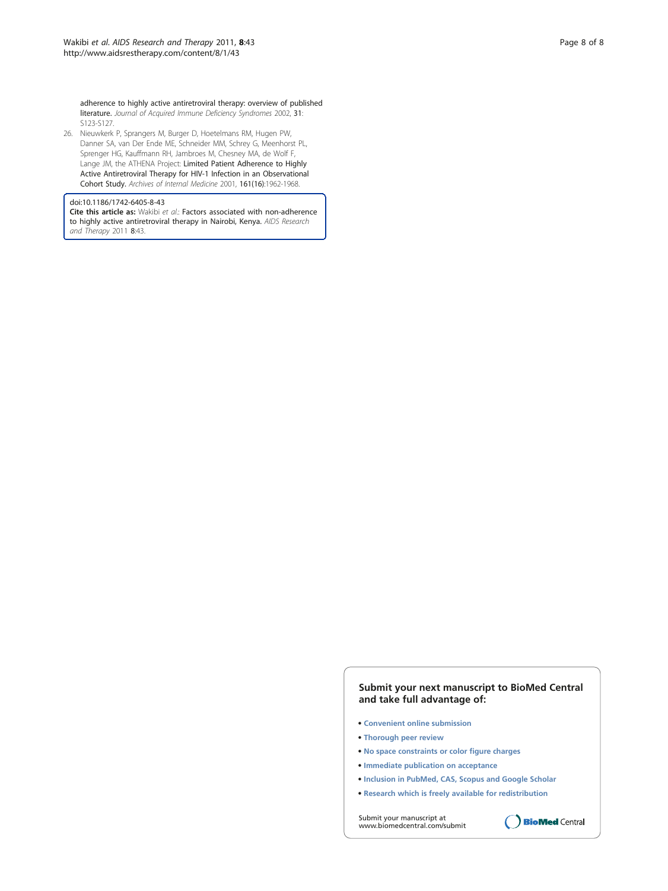adherence to highly active antiretroviral therapy: overview of published literature. *Journal of Acquired Immune Deficiency Syndromes* 2002, **31**: S123-S127.

26. Nieuwkerk P, Sprangers M, Burger D, Hoetelmans RM, Hugen PW, Danner SA, van Der Ende ME, Schneider MM, Schrey G, Meenhorst PL, Sprenger HG, Kauffmann RH, Jambroes M, Chesney MA, de Wolf F, Lange JM, the ATHENA Project: **Limited Patient Adherence to Highly Active Antiretroviral Therapy for HIV-1 Infection in an Observational Cohort Study.** *Archives of Internal Medicine* 2001, **161(16)**:1962-1968.

doi:10.1186/1742-6405-8-43
**Cite this article as:** Wakibi *et al.*: Factors associated with non-adherence to highly active antiretroviral therapy in Nairobi, Kenya. *AIDS Research and Therapy* 2011 **8**:43.

**Submit your next manuscript to BioMed Central and take full advantage of:**

- **Convenient online submission**
- **Thorough peer review**
- **No space constraints or color figure charges**
- **Immediate publication on acceptance**
- **Inclusion in PubMed, CAS, Scopus and Google Scholar**
- **Research which is freely available for redistribution**

Submit your manuscript at
www.biomedcentral.com/submit

BioMed Central